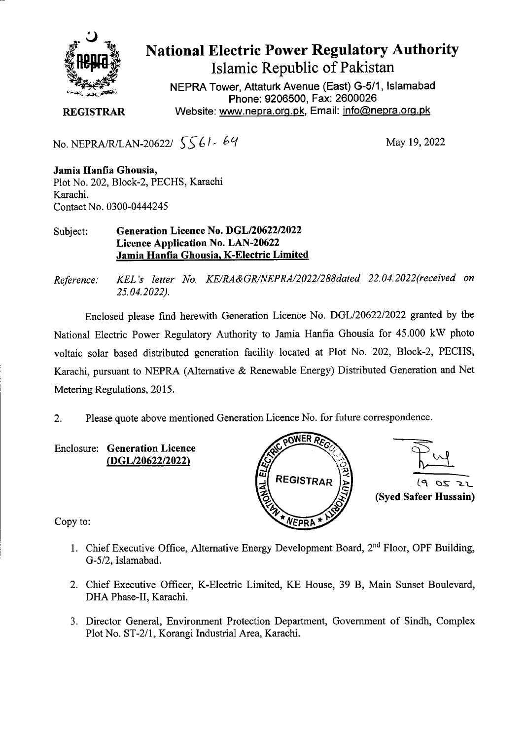# National Electric Power Regulatory Authority

## Islamic Republic of Pakistan

NEPRA Tower, Attaturk Avenue (East) G-5/1, Islamabad
Phone: 9206500, Fax: 2600026
Website: www.nepra.org.pk, Email: info@nepra.org.pk

**REGISTRAR**

No. NEPRA/R/LAN-20622/ 5561-64

May 19, 2022

**Jamia Hanfia Ghousia,**
Plot No. 202, Block-2, PECHS, Karachi
Karachi.
Contact No. 0300-0444245

Subject: **Generation Licence No. DGL/20622/2022**
**Licence Application No. LAN-20622**
**Jamia Hanfia Ghousia, K-Electric Limited**

*Reference: KEL's letter No. KE/RA&GR/NEPRA/2022/288dated 22.04.2022(received on 25.04.2022).*

Enclosed please find herewith Generation Licence No. DGL/20622/2022 granted by the National Electric Power Regulatory Authority to Jamia Hanfia Ghousia for 45.000 kW photo voltaic solar based distributed generation facility located at Plot No. 202, Block-2, PECHS, Karachi, pursuant to NEPRA (Alternative & Renewable Energy) Distributed Generation and Net Metering Regulations, 2015.

2. Please quote above mentioned Generation Licence No. for future correspondence.

Enclosure: **Generation Licence (DGL/20622/2022)**

19 05 22
**(Syed Safeer Hussain)**

Copy to:

1. Chief Executive Office, Alternative Energy Development Board, 2nd Floor, OPF Building, G-5/2, Islamabad.
2. Chief Executive Officer, K-Electric Limited, KE House, 39 B, Main Sunset Boulevard, DHA Phase-II, Karachi.
3. Director General, Environment Protection Department, Government of Sindh, Complex Plot No. ST-2/1, Korangi Industrial Area, Karachi.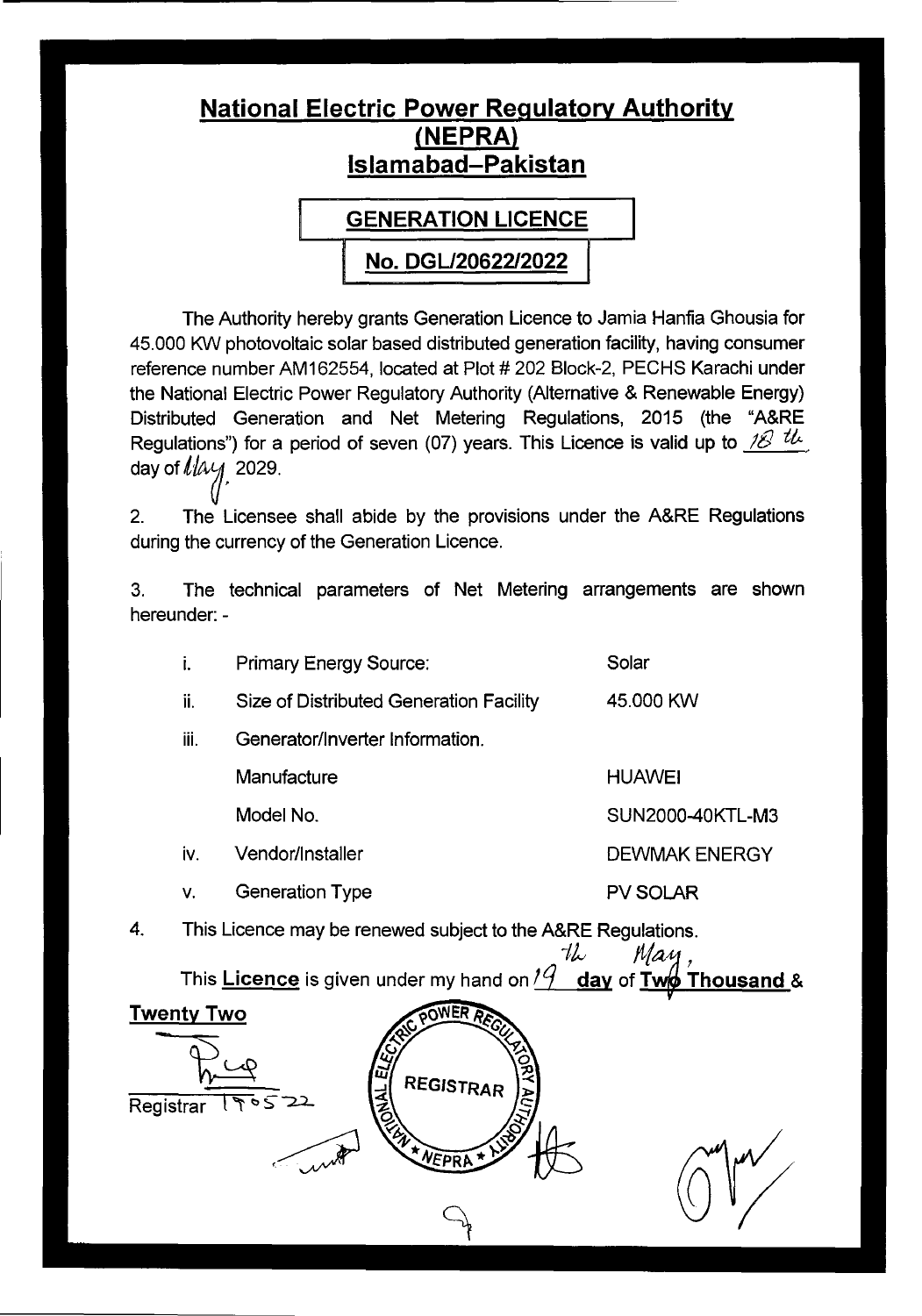# National Electric Power Regulatory Authority (NEPRA) Islamabad–Pakistan

## GENERATION LICENCE

## No. DGL/20622/2022

The Authority hereby grants Generation Licence to Jamia Hanfia Ghousia for 45.000 KW photovoltaic solar based distributed generation facility, having consumer reference number AM162554, located at Plot # 202 Block-2, PECHS Karachi under the National Electric Power Regulatory Authority (Alternative & Renewable Energy) Distributed Generation and Net Metering Regulations, 2015 (the "A&RE Regulations") for a period of seven (07) years. This Licence is valid up to 18 th day of May 2029.

2. The Licensee shall abide by the provisions under the A&RE Regulations during the currency of the Generation Licence.

3. The technical parameters of Net Metering arrangements are shown hereunder: -

| | | |
|---|---|---|
| i. | Primary Energy Source: | Solar |
| ii. | Size of Distributed Generation Facility | 45.000 KW |
| iii. | Generator/Inverter Information. | |
| | Manufacture | HUAWEI |
| | Model No. | SUN2000-40KTL-M3 |
| iv. | Vendor/Installer | DEWMAK ENERGY |
| v. | Generation Type | PV SOLAR |

4. This Licence may be renewed subject to the A&RE Regulations.

This **Licence** is given under my hand on 19 th **day** of May, **Two Thousand** & **Twenty Two**

Registrar 19-05-22

REGISTRAR

NATIONAL ELECTRIC POWER REGULATORY AUTHORITY ★ NEPRA ★